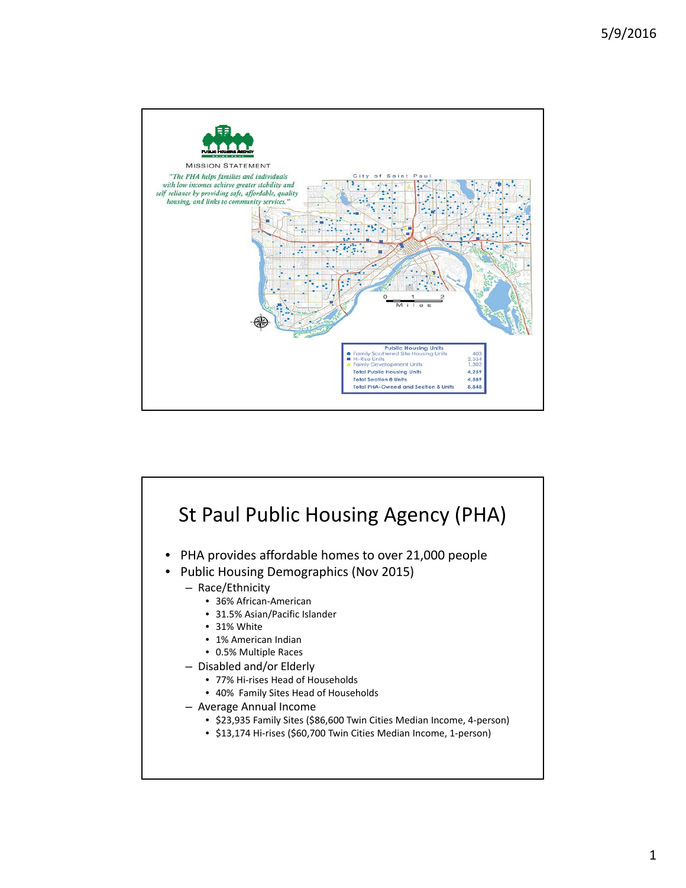Public Housing Agency

MISSION STATEMENT

*"The PHA helps families and individuals with low incomes achieve greater stability and self reliance by providing safe, affordable, quality housing, and links to community services."*

City of Saint Paul

| Public Housing Units | |
|---|---|
| Family Scattered Site Housing Units | 403 |
| Hi-Rise Units | 2,554 |
| Family Development Units | 1,302 |
| **Total Public Housing Units** | **4,259** |
| **Total Section 8 Units** | **4,589** |
| **Total PHA-Owned and Section 8 Units** | **8,848** |

# St Paul Public Housing Agency (PHA)

- PHA provides affordable homes to over 21,000 people
- Public Housing Demographics (Nov 2015)
  - Race/Ethnicity
    - 36% African-American
    - 31.5% Asian/Pacific Islander
    - 31% White
    - 1% American Indian
    - 0.5% Multiple Races
  - Disabled and/or Elderly
    - 77% Hi-rises Head of Households
    - 40% Family Sites Head of Households
  - Average Annual Income
    - $23,935 Family Sites ($86,600 Twin Cities Median Income, 4-person)
    - $13,174 Hi-rises ($60,700 Twin Cities Median Income, 1-person)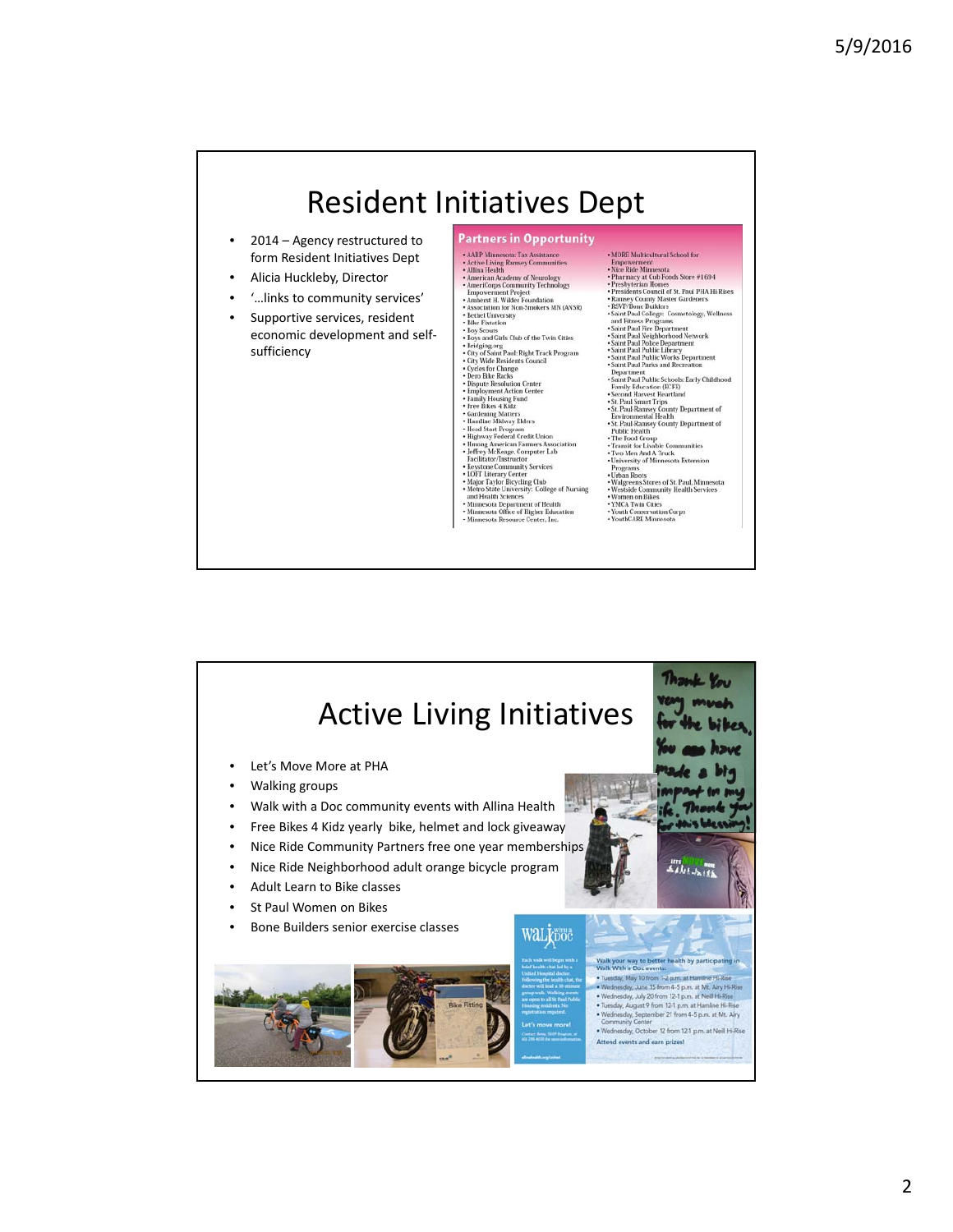# Resident Initiatives Dept

- 2014 – Agency restructured to form Resident Initiatives Dept
- Alicia Huckleby, Director
- '…links to community services'
- Supportive services, resident economic development and self-sufficiency

## Partners in Opportunity

- AARP Minnesota: Tax Assistance
- Active Living Ramsey Communities
- Allina Health
- American Academy of Neurology
- AmeriCorps Community Technology Empowerment Project
- Amherst H. Wilder Foundation
- Association for Non-Smokers MN (ANSR)
- Bethel University
- Bike Fixstation
- Boy Scouts
- Boys and Girls Club of the Twin Cities
- Bridging.org
- City of Saint Paul: Right Track Program
- City Wide Residents Council
- Cycles for Change
- Dero Bike Racks
- Dispute Resolution Center
- Employment Action Center
- Family Housing Fund
- Free Bikes 4 Kidz
- Gardening Matters
- Hamline Midway Elders
- Head Start Program
- Highway Federal Credit Union
- Hmong American Farmers Association
- Jeffrey McKeage, Computer Lab Facilitator/Instructor
- Keystone Community Services
- LOFT Literary Center
- Major Taylor Bicycling Club
- Metro State University: College of Nursing and Health Sciences
- Minnesota Department of Health
- Minnesota Office of Higher Education
- Minnesota Resource Center, Inc.
- MORE Multicultural School for Empowerment
- Nice Ride Minnesota
- Pharmacy at Cub Foods Store #1694
- Presbyterian Homes
- Presidents Council of St. Paul PHA Hi-Rises
- Ramsey County Master Gardeners
- RSVP/Bone Builders
- Saint Paul College: Cosmetology, Wellness and Fitness Programs
- Saint Paul Fire Department
- Saint Paul Neighborhood Network
- Saint Paul Police Department
- Saint Paul Public Library
- Saint Paul Public Works Department
- Saint Paul Parks and Recreation Department
- Saint Paul Public Schools: Early Childhood Family Education (ECFE)
- Second Harvest Heartland
- St. Paul Smart Trips
- St. Paul-Ramsey County Department of Environmental Health
- St. Paul-Ramsey County Department of Public Health
- The Food Group
- Transit for Livable Communities
- Two Men And A Truck
- University of Minnesota Extension Programs
- Urban Roots
- Walgreens Stores of St. Paul, Minnesota
- Westside Community Health Services
- Women on Bikes
- YMCA Twin Cities
- Youth Conservation Corps
- YouthCARE Minnesota

# Active Living Initiatives

- Let's Move More at PHA
- Walking groups
- Walk with a Doc community events with Allina Health
- Free Bikes 4 Kidz yearly bike, helmet and lock giveaway
- Nice Ride Community Partners free one year memberships
- Nice Ride Neighborhood adult orange bicycle program
- Adult Learn to Bike classes
- St Paul Women on Bikes
- Bone Builders senior exercise classes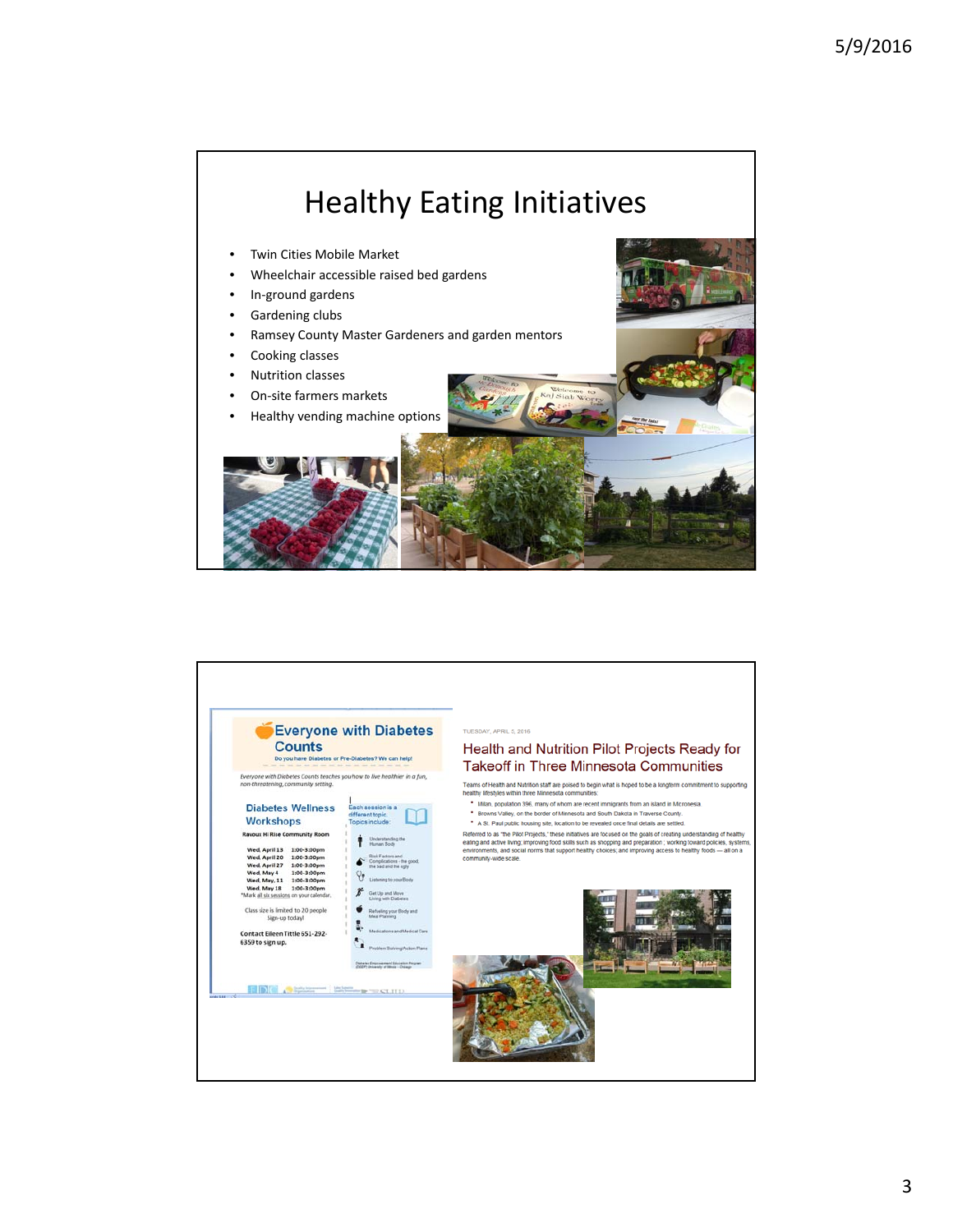# Healthy Eating Initiatives

- Twin Cities Mobile Market
- Wheelchair accessible raised bed gardens
- In-ground gardens
- Gardening clubs
- Ramsey County Master Gardeners and garden mentors
- Cooking classes
- Nutrition classes
- On-site farmers markets
- Healthy vending machine options

## Everyone with Diabetes Counts

Do you have Diabetes or Pre-Diabetes? We can help!

*Everyone with Diabetes Counts teaches you how to live healthier in a fun, non-threatening, community setting.*

### Diabetes Wellness Workshops

Ravoux Hi Rise Community Room

| | |
|---|---|
| Wed. April 13 | 1:00-3:00pm |
| Wed. April 20 | 1:00-3:00pm |
| Wed. April 27 | 1:00-3:00pm |
| Wed. May 4 | 1:00-3:00pm |
| Wed. May 11 | 1:00-3:00pm |
| Wed. May 18 | 1:00-3:00pm |

*Mark all six sessions on your calendar.

Class size is limited to 20 people Sign-up today!

Contact Eileen Tittle 651-292-6359 to sign up.

Each session is a different topic. Topics include:

- Understanding the Human Body
- Risk Factors and Complications - the good, the bad and the ugly
- Listening to your Body
- Get Up and Move Living with Diabetes
- Refueling your Body and Meal Planning
- Medications and Medical Care
- Problem Solving/Action Plans

TUESDAY, APRIL 5, 2016

## Health and Nutrition Pilot Projects Ready for Takeoff in Three Minnesota Communities

Teams of Health and Nutrition staff are poised to begin what is hoped to be a longterm commitment to supporting healthy lifestyles within three Minnesota communities:

- Milan, population 396, many of whom are recent immigrants from an island in Micronesia.
- Browns Valley, on the border of Minnesota and South Dakota in Traverse County.
- A St. Paul public housing site, location to be revealed once final details are settled.

Referred to as "the Pilot Projects," these initiatives are focused on the goals of creating understanding of healthy eating and active living; improving food skills such as shopping and preparation; working toward policies, systems, environments, and social norms that support healthy choices; and improving access to healthy foods — all on a community-wide scale.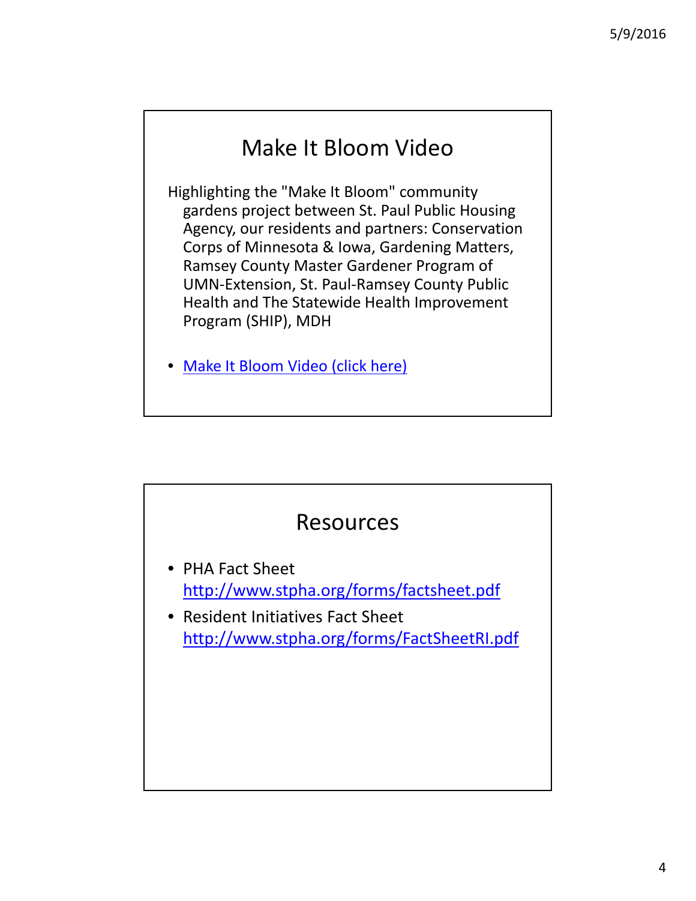## Make It Bloom Video

Highlighting the "Make It Bloom" community gardens project between St. Paul Public Housing Agency, our residents and partners: Conservation Corps of Minnesota & Iowa, Gardening Matters, Ramsey County Master Gardener Program of UMN-Extension, St. Paul-Ramsey County Public Health and The Statewide Health Improvement Program (SHIP), MDH

- Make It Bloom Video (click here)

## Resources

- PHA Fact Sheet
  http://www.stpha.org/forms/factsheet.pdf
- Resident Initiatives Fact Sheet
  http://www.stpha.org/forms/FactSheetRI.pdf